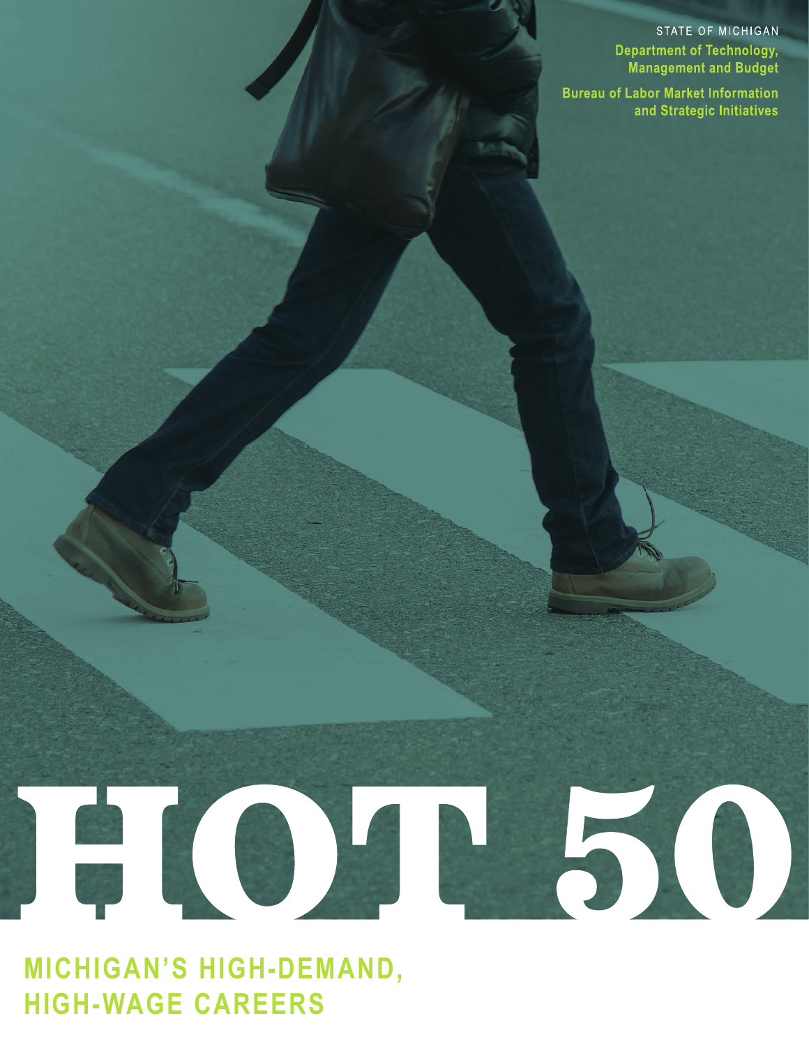STATE OF MICHIGAN

**Department of Technology, Management and Budget**

**Bureau of Labor Market Information and Strategic Initiatives**

# HOT 50

## MICHIGAN'S HIGH-DEMAND, HIGH-WAGE CAREERS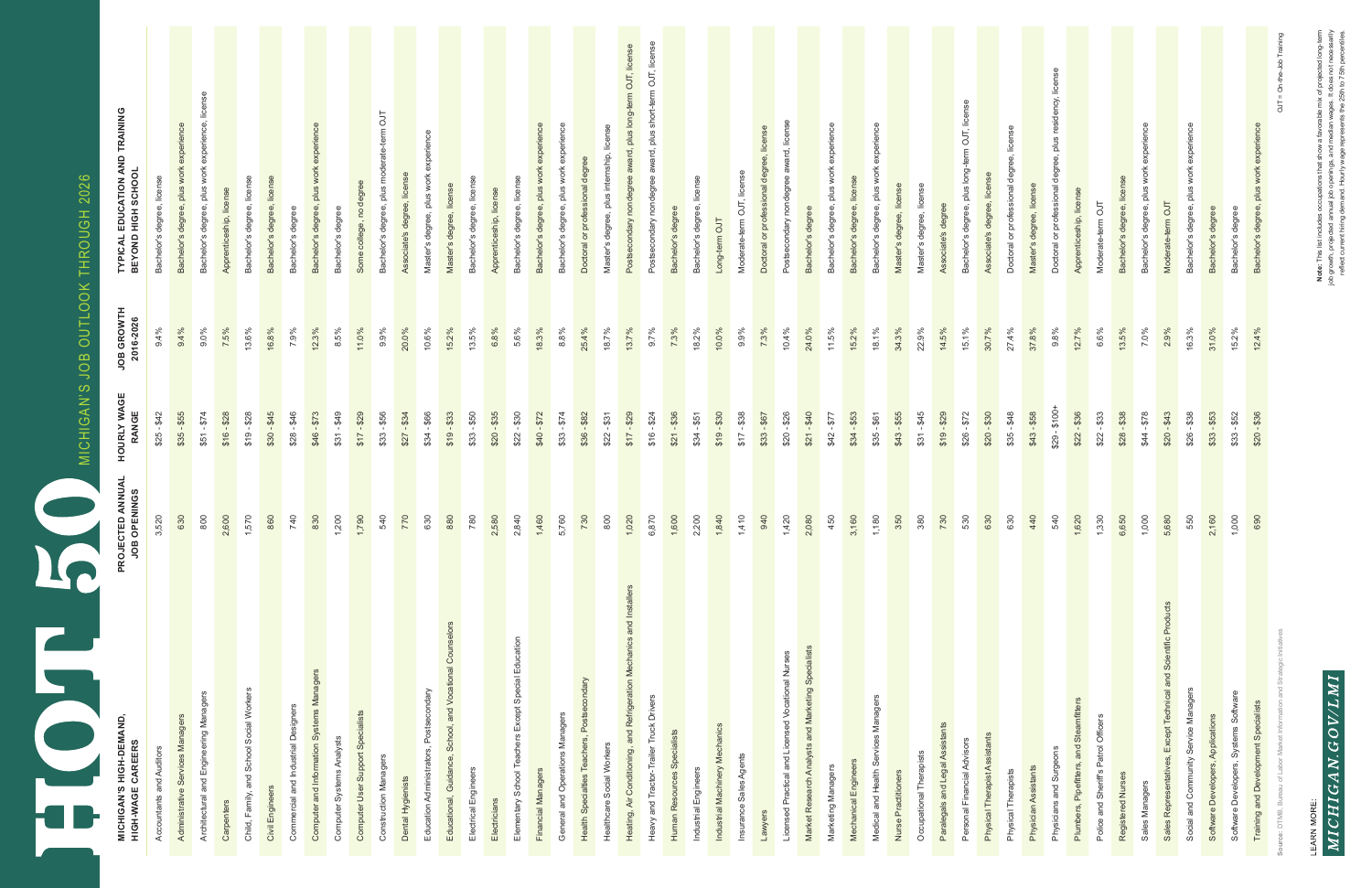# HOT 50

## MICHIGAN'S JOB OUTLOOK THROUGH 2026

| MICHIGAN'S HIGH-DEMAND, HIGH-WAGE CAREERS | PROJECTED ANNUAL JOB OPENINGS | HOURLY WAGE RANGE | JOB GROWTH 2016-2026 | TYPICAL EDUCATION AND TRAINING BEYOND HIGH SCHOOL |
|---|---|---|---|---|
| Accountants and Auditors | 3,520 | $25 - $42 | 9.4% | Bachelor's degree, license |
| Administrative Services Managers | 630 | $35 - $55 | 9.4% | Bachelor's degree, plus work experience |
| Architectural and Engineering Managers | 800 | $51 - $74 | 9.0% | Bachelor's degree, plus work experience, license |
| Carpenters | 2,600 | $16 - $28 | 7.5% | Apprenticeship, license |
| Child, Family, and School Social Workers | 1,570 | $19 - $28 | 13.6% | Bachelor's degree, license |
| Civil Engineers | 860 | $30 - $45 | 16.8% | Bachelor's degree, license |
| Commercial and Industrial Designers | 740 | $28 - $46 | 7.9% | Bachelor's degree |
| Computer and Information Systems Managers | 830 | $46 - $73 | 12.3% | Bachelor's degree, plus work experience |
| Computer Systems Analysts | 1,200 | $31 - $49 | 8.5% | Bachelor's degree |
| Computer User Support Specialists | 1,790 | $17 - $29 | 11.0% | Some college, no degree |
| Construction Managers | 540 | $33 - $56 | 9.9% | Bachelor's degree, plus moderate-term OJT |
| Dental Hygienists | 770 | $27 - $34 | 20.0% | Associate's degree, license |
| Education Administrators, Postsecondary | 630 | $34 - $66 | 10.6% | Master's degree, plus work experience |
| Educational, Guidance, School, and Vocational Counselors | 880 | $19 - $33 | 15.2% | Master's degree, license |
| Electrical Engineers | 780 | $33 - $50 | 13.5% | Bachelor's degree, license |
| Electricians | 2,580 | $20 - $35 | 6.8% | Apprenticeship, license |
| Elementary School Teachers Except Special Education | 2,840 | $22 - $30 | 5.6% | Bachelor's degree, license |
| Financial Managers | 1,460 | $40 - $72 | 18.3% | Bachelor's degree, plus work experience |
| General and Operations Managers | 5,760 | $33 - $74 | 8.8% | Bachelor's degree, plus work experience |
| Health Specialties Teachers, Postsecondary | 730 | $36 - $82 | 25.4% | Doctoral or professional degree |
| Healthcare Social Workers | 800 | $22 - $31 | 18.7% | Master's degree, plus internship, license |
| Heating, Air Conditioning, and Refrigeration Mechanics and Installers | 1,020 | $17 - $29 | 13.7% | Postsecondary nondegree award, plus long-term OJT, license |
| Heavy and Tractor-Trailer Truck Drivers | 6,870 | $16 - $24 | 9.7% | Postsecondary nondegree award, plus short-term OJT, license |
| Human Resources Specialists | 1,600 | $21 - $36 | 7.3% | Bachelor's degree |
| Industrial Engineers | 2,200 | $34 - $51 | 18.2% | Bachelor's degree, license |
| Industrial Machinery Mechanics | 1,840 | $19 - $30 | 10.0% | Long-term OJT |
| Insurance Sales Agents | 1,410 | $17 - $38 | 9.9% | Moderate-term OJT, license |
| Lawyers | 940 | $33 - $67 | 7.3% | Doctoral or professional degree, license |
| Licensed Practical and Licensed Vocational Nurses | 1,420 | $20 - $26 | 10.4% | Postsecondary nondegree award, license |
| Market Research Analysts and Marketing Specialists | 2,080 | $21 - $40 | 24.0% | Bachelor's degree |
| Marketing Managers | 450 | $42 - $77 | 11.5% | Bachelor's degree, plus work experience |
| Mechanical Engineers | 3,160 | $34 - $53 | 15.2% | Bachelor's degree, license |
| Medical and Health Services Managers | 1,180 | $35 - $61 | 18.1% | Bachelor's degree, plus work experience |
| Nurse Practitioners | 350 | $43 - $55 | 34.3% | Master's degree, license |
| Occupational Therapists | 380 | $31 - $45 | 22.9% | Master's degree, license |
| Paralegals and Legal Assistants | 730 | $19 - $29 | 14.5% | Associate's degree |
| Personal Financial Advisors | 530 | $26 - $72 | 15.1% | Bachelor's degree, plus long-term OJT, license |
| Physical Therapist Assistants | 630 | $20 - $30 | 30.7% | Associate's degree, license |
| Physical Therapists | 630 | $35 - $48 | 27.4% | Doctoral or professional degree, license |
| Physician Assistants | 440 | $43 - $58 | 37.8% | Master's degree, license |
| Physicians and Surgeons | 540 | $29 - $100+ | 9.8% | Doctoral or professional degree, plus residency, license |
| Plumbers, Pipefitters, and Steamfitters | 1,620 | $22 - $36 | 12.7% | Apprenticeship, license |
| Police and Sheriff's Patrol Officers | 1,330 | $22 - $33 | 6.6% | Moderate-term OJT |
| Registered Nurses | 6,650 | $28 - $38 | 13.5% | Bachelor's degree, license |
| Sales Managers | 1,000 | $44 - $78 | 7.0% | Bachelor's degree, plus work experience |
| Sales Representatives, Except Technical and Scientific Products | 5,680 | $20 - $43 | 2.9% | Moderate-term OJT |
| Social and Community Service Managers | 550 | $26 - $38 | 16.3% | Bachelor's degree, plus work experience |
| Software Developers, Applications | 2,160 | $33 - $53 | 31.0% | Bachelor's degree |
| Software Developers, Systems Software | 1,000 | $33 - $52 | 15.2% | Bachelor's degree |
| Training and Development Specialists | 690 | $20 - $36 | 12.4% | Bachelor's degree, plus work experience |

Source: DTMB, Bureau of Labor Market Information and Strategic Initiatives

OJT = On-the-Job Training

**Note:** The list includes occupations that show a favorable mix of projected long-term job growth, projected annual job openings, and median wages. It does not necessarily reflect current hiring demand. Hourly wage represents the 25th to 75th percentiles.

LEARN MORE:

*MICHIGAN.GOV/LMI*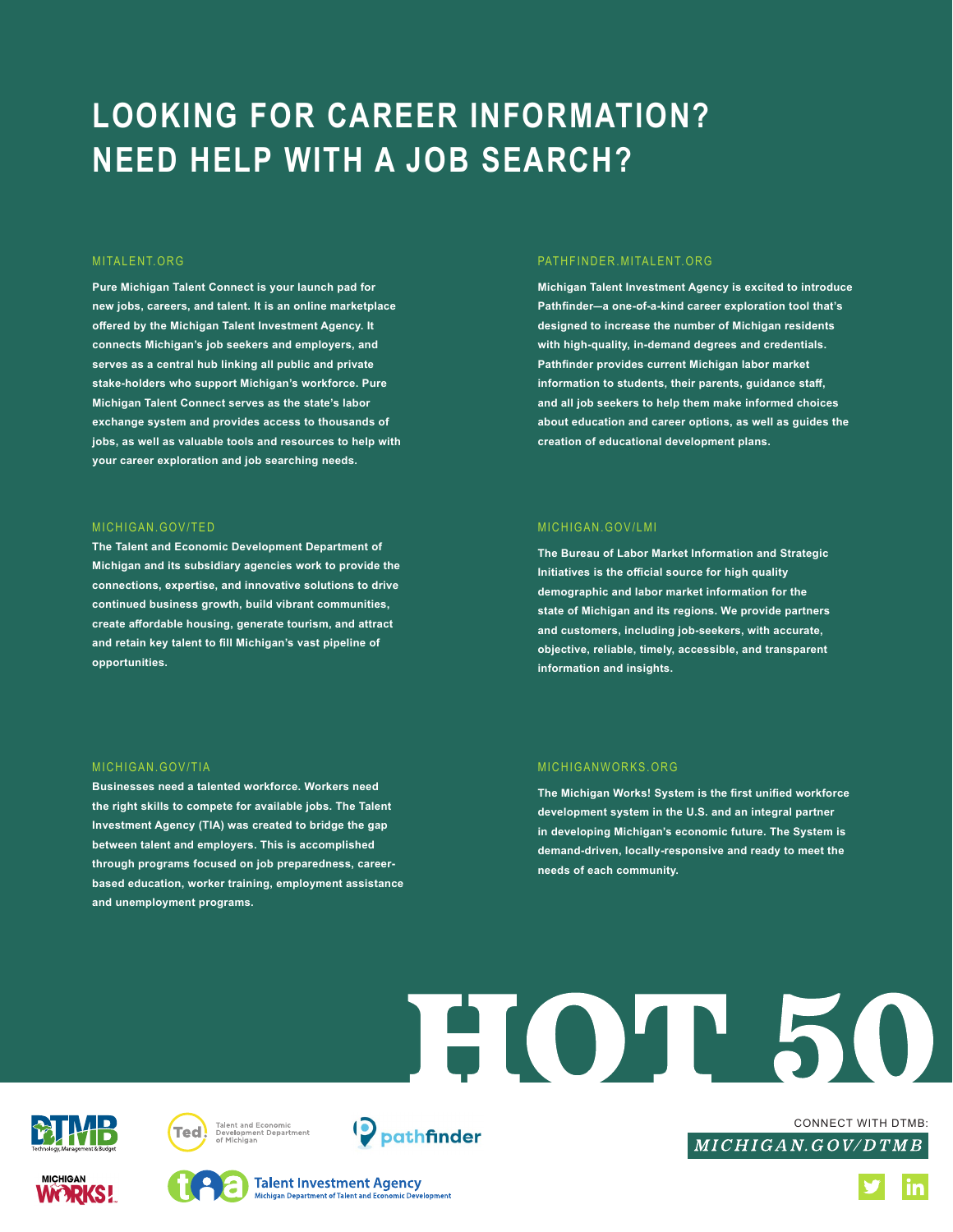# LOOKING FOR CAREER INFORMATION? NEED HELP WITH A JOB SEARCH?

## MITALENT.ORG

**Pure Michigan Talent Connect is your launch pad for new jobs, careers, and talent. It is an online marketplace offered by the Michigan Talent Investment Agency. It connects Michigan's job seekers and employers, and serves as a central hub linking all public and private stake-holders who support Michigan's workforce. Pure Michigan Talent Connect serves as the state's labor exchange system and provides access to thousands of jobs, as well as valuable tools and resources to help with your career exploration and job searching needs.**

## PATHFINDER.MITALENT.ORG

**Michigan Talent Investment Agency is excited to introduce Pathfinder—a one-of-a-kind career exploration tool that's designed to increase the number of Michigan residents with high-quality, in-demand degrees and credentials. Pathfinder provides current Michigan labor market information to students, their parents, guidance staff, and all job seekers to help them make informed choices about education and career options, as well as guides the creation of educational development plans.**

## MICHIGAN.GOV/TED

**The Talent and Economic Development Department of Michigan and its subsidiary agencies work to provide the connections, expertise, and innovative solutions to drive continued business growth, build vibrant communities, create affordable housing, generate tourism, and attract and retain key talent to fill Michigan's vast pipeline of opportunities.**

## MICHIGAN.GOV/LMI

**The Bureau of Labor Market Information and Strategic Initiatives is the official source for high quality demographic and labor market information for the state of Michigan and its regions. We provide partners and customers, including job-seekers, with accurate, objective, reliable, timely, accessible, and transparent information and insights.**

## MICHIGAN.GOV/TIA

**Businesses need a talented workforce. Workers need the right skills to compete for available jobs. The Talent Investment Agency (TIA) was created to bridge the gap between talent and employers. This is accomplished through programs focused on job preparedness, career-based education, worker training, employment assistance and unemployment programs.**

## MICHIGANWORKS.ORG

**The Michigan Works! System is the first unified workforce development system in the U.S. and an integral partner in developing Michigan's economic future. The System is demand-driven, locally-responsive and ready to meet the needs of each community.**

# HOT 50

DTMB Technology, Management & Budget

Ted. Talent and Economic Development Department of Michigan

pathfinder

Michigan Works!

Talent Investment Agency — Michigan Department of Talent and Economic Development

CONNECT WITH DTMB:

*MICHIGAN.GOV/DTMB*